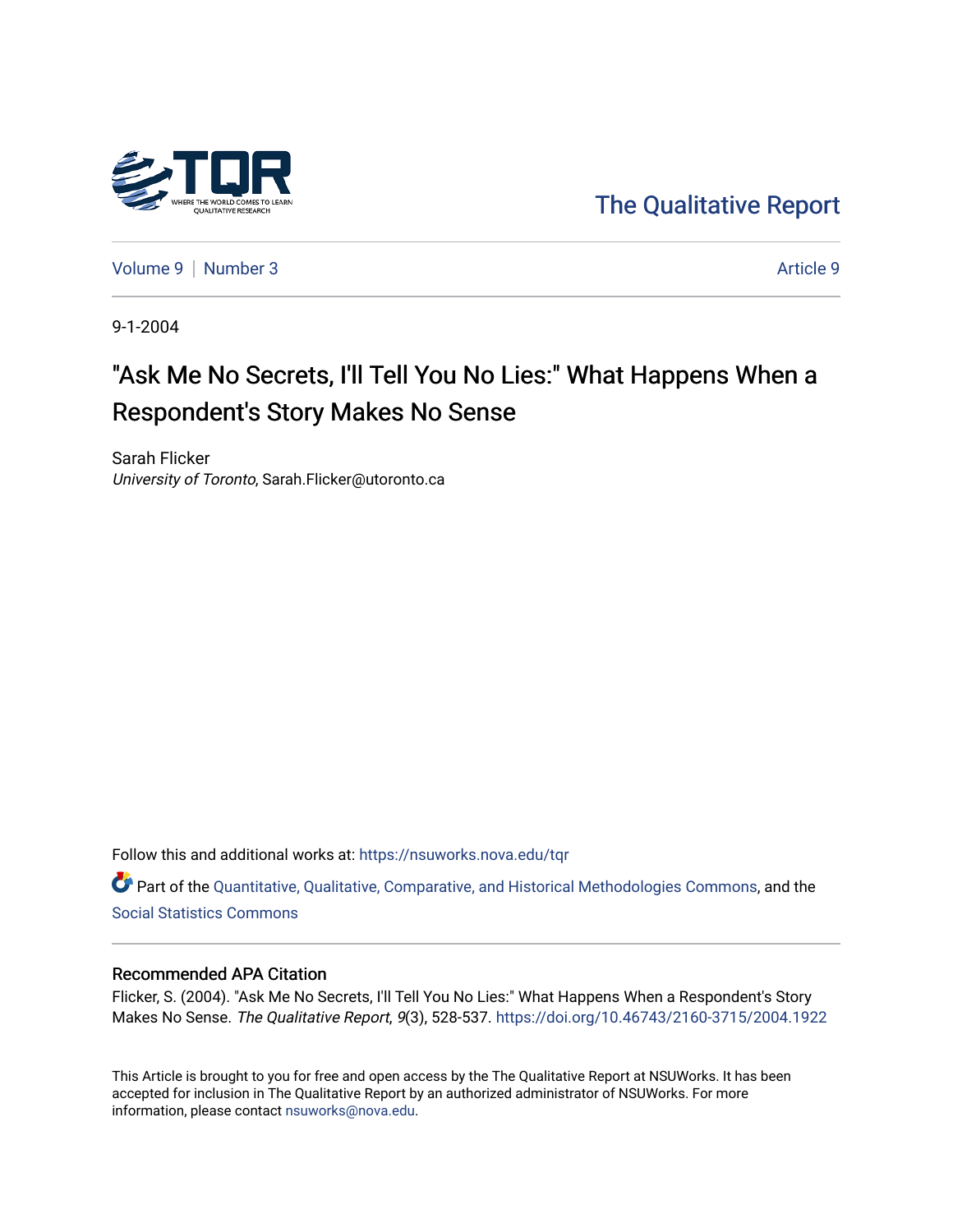The Qualitative Report

Volume 9 | Number 3 | Article 9

9-1-2004

# "Ask Me No Secrets, I'll Tell You No Lies:" What Happens When a Respondent's Story Makes No Sense

Sarah Flicker
*University of Toronto*, Sarah.Flicker@utoronto.ca

Follow this and additional works at: https://nsuworks.nova.edu/tqr

Part of the Quantitative, Qualitative, Comparative, and Historical Methodologies Commons, and the Social Statistics Commons

## Recommended APA Citation

Flicker, S. (2004). "Ask Me No Secrets, I'll Tell You No Lies:" What Happens When a Respondent's Story Makes No Sense. *The Qualitative Report*, *9*(3), 528-537. https://doi.org/10.46743/2160-3715/2004.1922

This Article is brought to you for free and open access by the The Qualitative Report at NSUWorks. It has been accepted for inclusion in The Qualitative Report by an authorized administrator of NSUWorks. For more information, please contact nsuworks@nova.edu.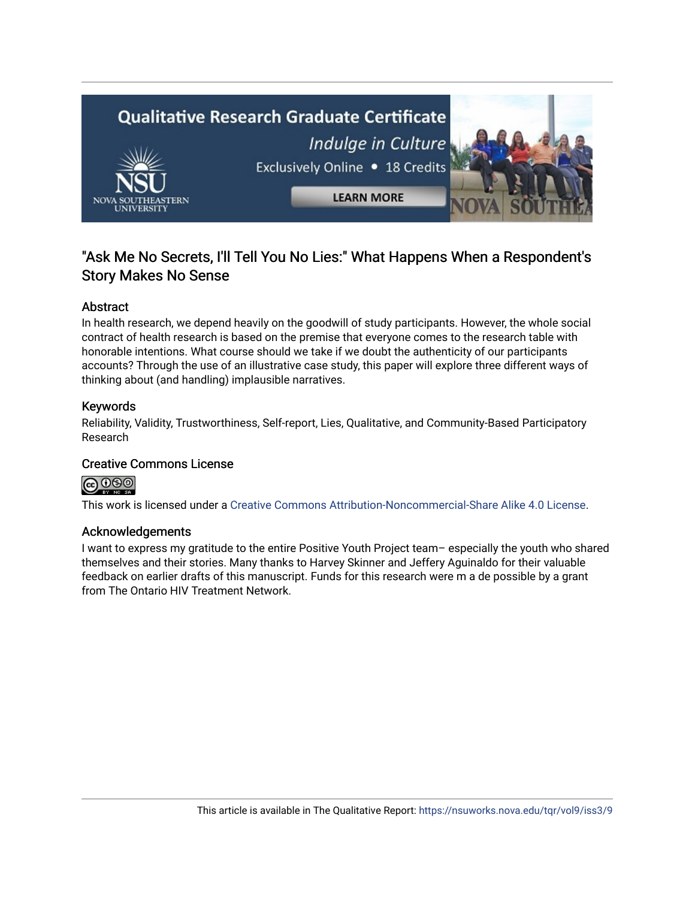"Ask Me No Secrets, I'll Tell You No Lies:" What Happens When a Respondent's Story Makes No Sense

## Abstract

In health research, we depend heavily on the goodwill of study participants. However, the whole social contract of health research is based on the premise that everyone comes to the research table with honorable intentions. What course should we take if we doubt the authenticity of our participants accounts? Through the use of an illustrative case study, this paper will explore three different ways of thinking about (and handling) implausible narratives.

## Keywords

Reliability, Validity, Trustworthiness, Self-report, Lies, Qualitative, and Community-Based Participatory Research

## Creative Commons License

This work is licensed under a Creative Commons Attribution-Noncommercial-Share Alike 4.0 License.

## Acknowledgements

I want to express my gratitude to the entire Positive Youth Project team– especially the youth who shared themselves and their stories. Many thanks to Harvey Skinner and Jeffery Aguinaldo for their valuable feedback on earlier drafts of this manuscript. Funds for this research were m a de possible by a grant from The Ontario HIV Treatment Network.

This article is available in The Qualitative Report: https://nsuworks.nova.edu/tqr/vol9/iss3/9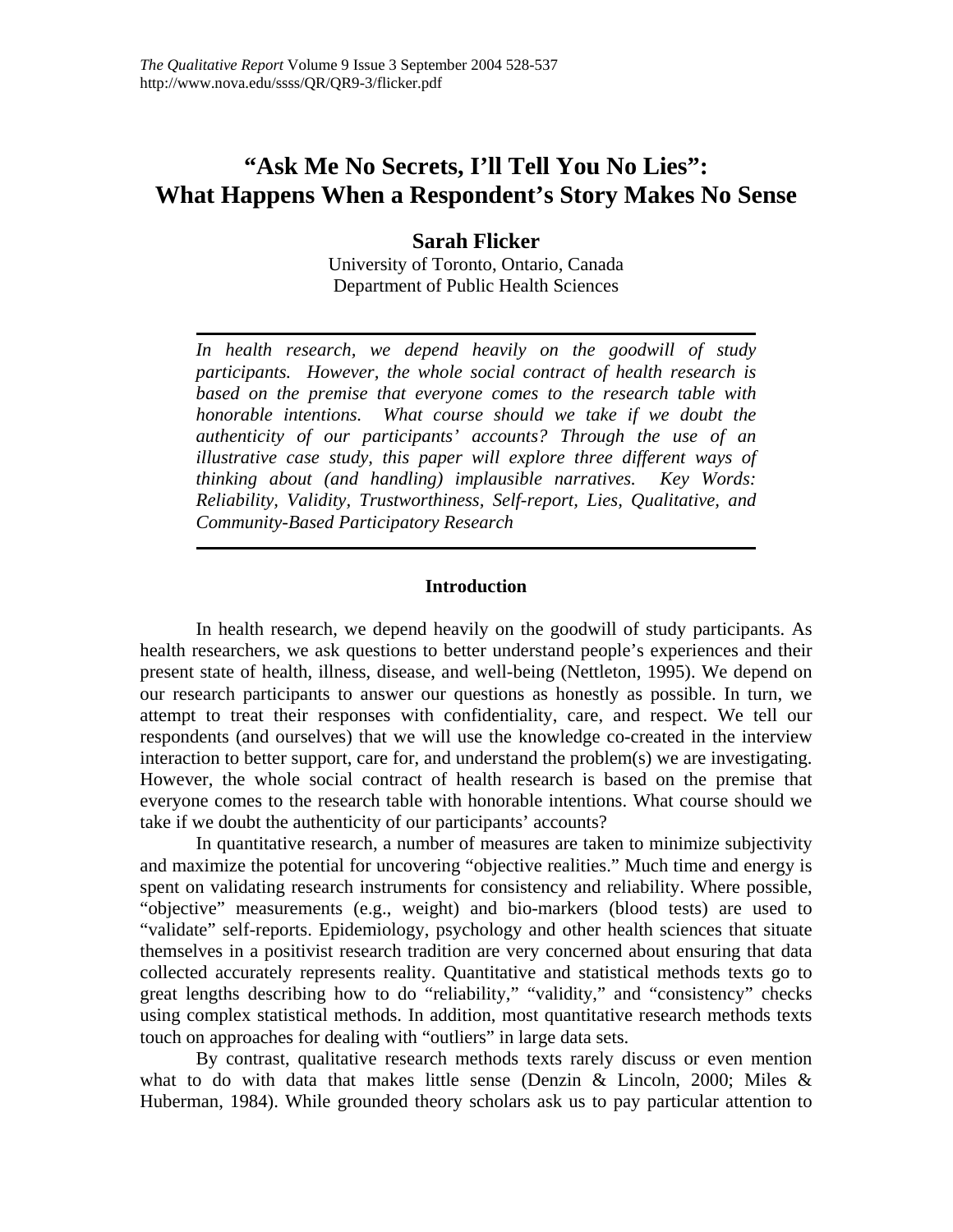# "Ask Me No Secrets, I'll Tell You No Lies": What Happens When a Respondent's Story Makes No Sense

**Sarah Flicker**

University of Toronto, Ontario, Canada
Department of Public Health Sciences

*In health research, we depend heavily on the goodwill of study participants. However, the whole social contract of health research is based on the premise that everyone comes to the research table with honorable intentions. What course should we take if we doubt the authenticity of our participants' accounts? Through the use of an illustrative case study, this paper will explore three different ways of thinking about (and handling) implausible narratives. Key Words: Reliability, Validity, Trustworthiness, Self-report, Lies, Qualitative, and Community-Based Participatory Research*

## Introduction

In health research, we depend heavily on the goodwill of study participants. As health researchers, we ask questions to better understand people's experiences and their present state of health, illness, disease, and well-being (Nettleton, 1995). We depend on our research participants to answer our questions as honestly as possible. In turn, we attempt to treat their responses with confidentiality, care, and respect. We tell our respondents (and ourselves) that we will use the knowledge co-created in the interview interaction to better support, care for, and understand the problem(s) we are investigating. However, the whole social contract of health research is based on the premise that everyone comes to the research table with honorable intentions. What course should we take if we doubt the authenticity of our participants' accounts?

In quantitative research, a number of measures are taken to minimize subjectivity and maximize the potential for uncovering "objective realities." Much time and energy is spent on validating research instruments for consistency and reliability. Where possible, "objective" measurements (e.g., weight) and bio-markers (blood tests) are used to "validate" self-reports. Epidemiology, psychology and other health sciences that situate themselves in a positivist research tradition are very concerned about ensuring that data collected accurately represents reality. Quantitative and statistical methods texts go to great lengths describing how to do "reliability," "validity," and "consistency" checks using complex statistical methods. In addition, most quantitative research methods texts touch on approaches for dealing with "outliers" in large data sets.

By contrast, qualitative research methods texts rarely discuss or even mention what to do with data that makes little sense (Denzin & Lincoln, 2000; Miles & Huberman, 1984). While grounded theory scholars ask us to pay particular attention to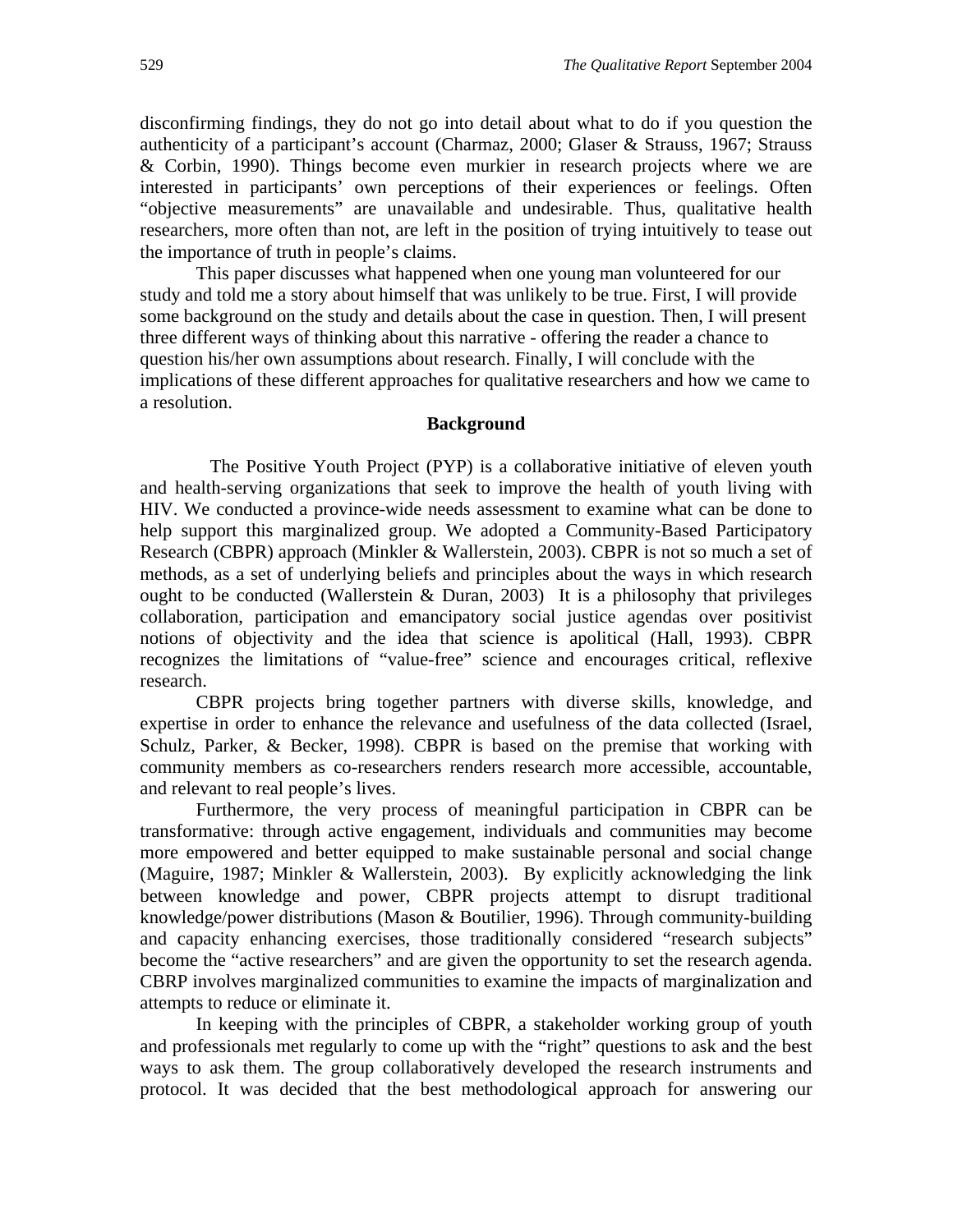disconfirming findings, they do not go into detail about what to do if you question the authenticity of a participant's account (Charmaz, 2000; Glaser & Strauss, 1967; Strauss & Corbin, 1990). Things become even murkier in research projects where we are interested in participants' own perceptions of their experiences or feelings. Often "objective measurements" are unavailable and undesirable. Thus, qualitative health researchers, more often than not, are left in the position of trying intuitively to tease out the importance of truth in people's claims.

This paper discusses what happened when one young man volunteered for our study and told me a story about himself that was unlikely to be true. First, I will provide some background on the study and details about the case in question. Then, I will present three different ways of thinking about this narrative - offering the reader a chance to question his/her own assumptions about research. Finally, I will conclude with the implications of these different approaches for qualitative researchers and how we came to a resolution.

## Background

The Positive Youth Project (PYP) is a collaborative initiative of eleven youth and health-serving organizations that seek to improve the health of youth living with HIV. We conducted a province-wide needs assessment to examine what can be done to help support this marginalized group. We adopted a Community-Based Participatory Research (CBPR) approach (Minkler & Wallerstein, 2003). CBPR is not so much a set of methods, as a set of underlying beliefs and principles about the ways in which research ought to be conducted (Wallerstein & Duran, 2003) It is a philosophy that privileges collaboration, participation and emancipatory social justice agendas over positivist notions of objectivity and the idea that science is apolitical (Hall, 1993). CBPR recognizes the limitations of "value-free" science and encourages critical, reflexive research.

CBPR projects bring together partners with diverse skills, knowledge, and expertise in order to enhance the relevance and usefulness of the data collected (Israel, Schulz, Parker, & Becker, 1998). CBPR is based on the premise that working with community members as co-researchers renders research more accessible, accountable, and relevant to real people's lives.

Furthermore, the very process of meaningful participation in CBPR can be transformative: through active engagement, individuals and communities may become more empowered and better equipped to make sustainable personal and social change (Maguire, 1987; Minkler & Wallerstein, 2003). By explicitly acknowledging the link between knowledge and power, CBPR projects attempt to disrupt traditional knowledge/power distributions (Mason & Boutilier, 1996). Through community-building and capacity enhancing exercises, those traditionally considered "research subjects" become the "active researchers" and are given the opportunity to set the research agenda. CBRP involves marginalized communities to examine the impacts of marginalization and attempts to reduce or eliminate it.

In keeping with the principles of CBPR, a stakeholder working group of youth and professionals met regularly to come up with the "right" questions to ask and the best ways to ask them. The group collaboratively developed the research instruments and protocol. It was decided that the best methodological approach for answering our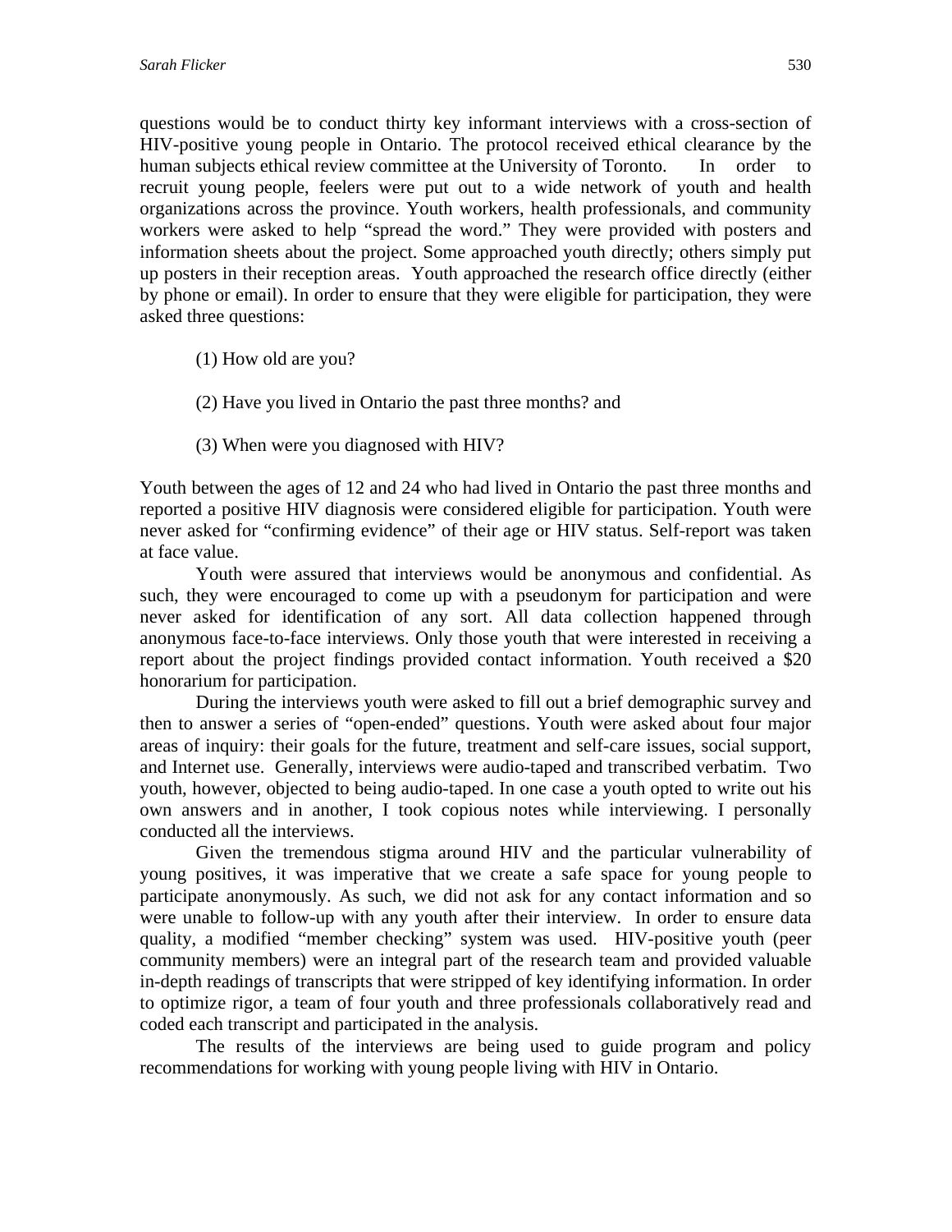questions would be to conduct thirty key informant interviews with a cross-section of HIV-positive young people in Ontario. The protocol received ethical clearance by the human subjects ethical review committee at the University of Toronto. In order to recruit young people, feelers were put out to a wide network of youth and health organizations across the province. Youth workers, health professionals, and community workers were asked to help "spread the word." They were provided with posters and information sheets about the project. Some approached youth directly; others simply put up posters in their reception areas. Youth approached the research office directly (either by phone or email). In order to ensure that they were eligible for participation, they were asked three questions:

(1) How old are you?

(2) Have you lived in Ontario the past three months? and

(3) When were you diagnosed with HIV?

Youth between the ages of 12 and 24 who had lived in Ontario the past three months and reported a positive HIV diagnosis were considered eligible for participation. Youth were never asked for "confirming evidence" of their age or HIV status. Self-report was taken at face value.

Youth were assured that interviews would be anonymous and confidential. As such, they were encouraged to come up with a pseudonym for participation and were never asked for identification of any sort. All data collection happened through anonymous face-to-face interviews. Only those youth that were interested in receiving a report about the project findings provided contact information. Youth received a $20 honorarium for participation.

During the interviews youth were asked to fill out a brief demographic survey and then to answer a series of "open-ended" questions. Youth were asked about four major areas of inquiry: their goals for the future, treatment and self-care issues, social support, and Internet use. Generally, interviews were audio-taped and transcribed verbatim. Two youth, however, objected to being audio-taped. In one case a youth opted to write out his own answers and in another, I took copious notes while interviewing. I personally conducted all the interviews.

Given the tremendous stigma around HIV and the particular vulnerability of young positives, it was imperative that we create a safe space for young people to participate anonymously. As such, we did not ask for any contact information and so were unable to follow-up with any youth after their interview. In order to ensure data quality, a modified "member checking" system was used. HIV-positive youth (peer community members) were an integral part of the research team and provided valuable in-depth readings of transcripts that were stripped of key identifying information. In order to optimize rigor, a team of four youth and three professionals collaboratively read and coded each transcript and participated in the analysis.

The results of the interviews are being used to guide program and policy recommendations for working with young people living with HIV in Ontario.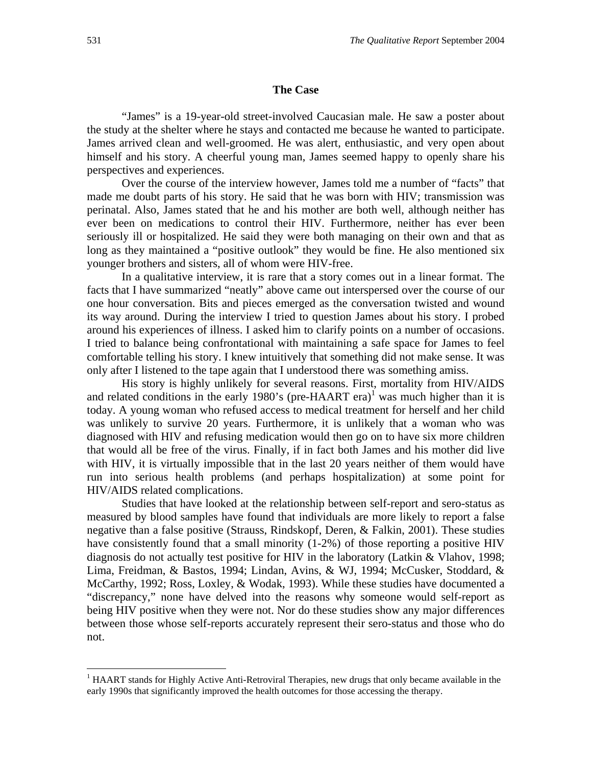### The Case

"James" is a 19-year-old street-involved Caucasian male. He saw a poster about the study at the shelter where he stays and contacted me because he wanted to participate. James arrived clean and well-groomed. He was alert, enthusiastic, and very open about himself and his story. A cheerful young man, James seemed happy to openly share his perspectives and experiences.

Over the course of the interview however, James told me a number of "facts" that made me doubt parts of his story. He said that he was born with HIV; transmission was perinatal. Also, James stated that he and his mother are both well, although neither has ever been on medications to control their HIV. Furthermore, neither has ever been seriously ill or hospitalized. He said they were both managing on their own and that as long as they maintained a "positive outlook" they would be fine. He also mentioned six younger brothers and sisters, all of whom were HIV-free.

In a qualitative interview, it is rare that a story comes out in a linear format. The facts that I have summarized "neatly" above came out interspersed over the course of our one hour conversation. Bits and pieces emerged as the conversation twisted and wound its way around. During the interview I tried to question James about his story. I probed around his experiences of illness. I asked him to clarify points on a number of occasions. I tried to balance being confrontational with maintaining a safe space for James to feel comfortable telling his story. I knew intuitively that something did not make sense. It was only after I listened to the tape again that I understood there was something amiss.

His story is highly unlikely for several reasons. First, mortality from HIV/AIDS and related conditions in the early 1980's (pre-HAART era)[1] was much higher than it is today. A young woman who refused access to medical treatment for herself and her child was unlikely to survive 20 years. Furthermore, it is unlikely that a woman who was diagnosed with HIV and refusing medication would then go on to have six more children that would all be free of the virus. Finally, if in fact both James and his mother did live with HIV, it is virtually impossible that in the last 20 years neither of them would have run into serious health problems (and perhaps hospitalization) at some point for HIV/AIDS related complications.

Studies that have looked at the relationship between self-report and sero-status as measured by blood samples have found that individuals are more likely to report a false negative than a false positive (Strauss, Rindskopf, Deren, & Falkin, 2001). These studies have consistently found that a small minority (1-2%) of those reporting a positive HIV diagnosis do not actually test positive for HIV in the laboratory (Latkin & Vlahov, 1998; Lima, Freidman, & Bastos, 1994; Lindan, Avins, & WJ, 1994; McCusker, Stoddard, & McCarthy, 1992; Ross, Loxley, & Wodak, 1993). While these studies have documented a "discrepancy," none have delved into the reasons why someone would self-report as being HIV positive when they were not. Nor do these studies show any major differences between those whose self-reports accurately represent their sero-status and those who do not.

---

[1] HAART stands for Highly Active Anti-Retroviral Therapies, new drugs that only became available in the early 1990s that significantly improved the health outcomes for those accessing the therapy.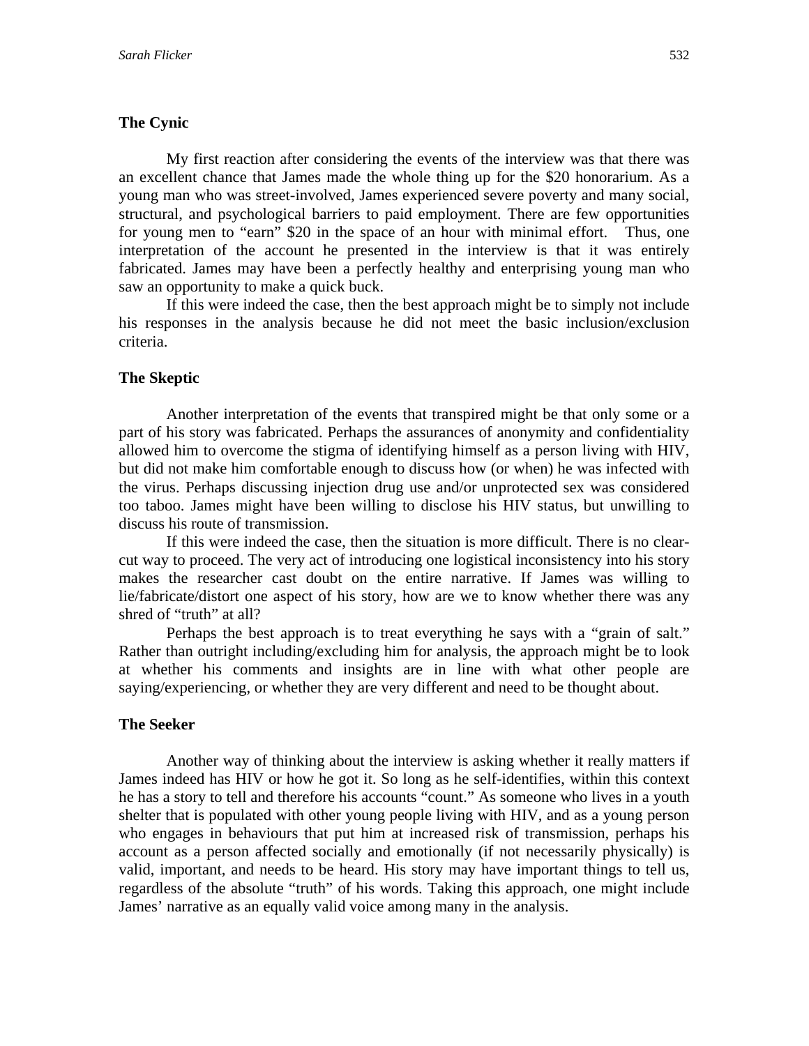### The Cynic

My first reaction after considering the events of the interview was that there was an excellent chance that James made the whole thing up for the $20 honorarium. As a young man who was street-involved, James experienced severe poverty and many social, structural, and psychological barriers to paid employment. There are few opportunities for young men to "earn" $20 in the space of an hour with minimal effort. Thus, one interpretation of the account he presented in the interview is that it was entirely fabricated. James may have been a perfectly healthy and enterprising young man who saw an opportunity to make a quick buck.

If this were indeed the case, then the best approach might be to simply not include his responses in the analysis because he did not meet the basic inclusion/exclusion criteria.

### The Skeptic

Another interpretation of the events that transpired might be that only some or a part of his story was fabricated. Perhaps the assurances of anonymity and confidentiality allowed him to overcome the stigma of identifying himself as a person living with HIV, but did not make him comfortable enough to discuss how (or when) he was infected with the virus. Perhaps discussing injection drug use and/or unprotected sex was considered too taboo. James might have been willing to disclose his HIV status, but unwilling to discuss his route of transmission.

If this were indeed the case, then the situation is more difficult. There is no clear-cut way to proceed. The very act of introducing one logistical inconsistency into his story makes the researcher cast doubt on the entire narrative. If James was willing to lie/fabricate/distort one aspect of his story, how are we to know whether there was any shred of "truth" at all?

Perhaps the best approach is to treat everything he says with a "grain of salt." Rather than outright including/excluding him for analysis, the approach might be to look at whether his comments and insights are in line with what other people are saying/experiencing, or whether they are very different and need to be thought about.

### The Seeker

Another way of thinking about the interview is asking whether it really matters if James indeed has HIV or how he got it. So long as he self-identifies, within this context he has a story to tell and therefore his accounts "count." As someone who lives in a youth shelter that is populated with other young people living with HIV, and as a young person who engages in behaviours that put him at increased risk of transmission, perhaps his account as a person affected socially and emotionally (if not necessarily physically) is valid, important, and needs to be heard. His story may have important things to tell us, regardless of the absolute "truth" of his words. Taking this approach, one might include James' narrative as an equally valid voice among many in the analysis.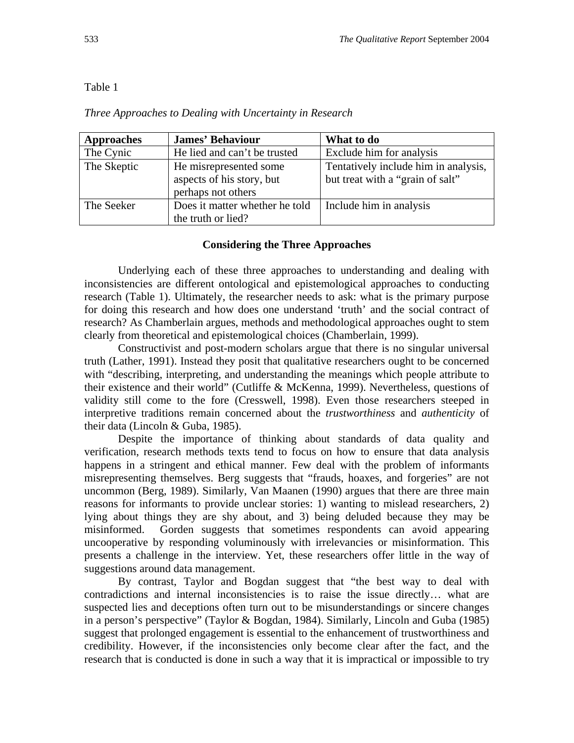Table 1

*Three Approaches to Dealing with Uncertainty in Research*

| Approaches | James' Behaviour | What to do |
|---|---|---|
| The Cynic | He lied and can't be trusted | Exclude him for analysis |
| The Skeptic | He misrepresented some aspects of his story, but perhaps not others | Tentatively include him in analysis, but treat with a "grain of salt" |
| The Seeker | Does it matter whether he told the truth or lied? | Include him in analysis |

**Considering the Three Approaches**

Underlying each of these three approaches to understanding and dealing with inconsistencies are different ontological and epistemological approaches to conducting research (Table 1). Ultimately, the researcher needs to ask: what is the primary purpose for doing this research and how does one understand 'truth' and the social contract of research? As Chamberlain argues, methods and methodological approaches ought to stem clearly from theoretical and epistemological choices (Chamberlain, 1999).

Constructivist and post-modern scholars argue that there is no singular universal truth (Lather, 1991). Instead they posit that qualitative researchers ought to be concerned with "describing, interpreting, and understanding the meanings which people attribute to their existence and their world" (Cutliffe & McKenna, 1999). Nevertheless, questions of validity still come to the fore (Cresswell, 1998). Even those researchers steeped in interpretive traditions remain concerned about the *trustworthiness* and *authenticity* of their data (Lincoln & Guba, 1985).

Despite the importance of thinking about standards of data quality and verification, research methods texts tend to focus on how to ensure that data analysis happens in a stringent and ethical manner. Few deal with the problem of informants misrepresenting themselves. Berg suggests that "frauds, hoaxes, and forgeries" are not uncommon (Berg, 1989). Similarly, Van Maanen (1990) argues that there are three main reasons for informants to provide unclear stories: 1) wanting to mislead researchers, 2) lying about things they are shy about, and 3) being deluded because they may be misinformed. Gorden suggests that sometimes respondents can avoid appearing uncooperative by responding voluminously with irrelevancies or misinformation. This presents a challenge in the interview. Yet, these researchers offer little in the way of suggestions around data management.

By contrast, Taylor and Bogdan suggest that "the best way to deal with contradictions and internal inconsistencies is to raise the issue directly… what are suspected lies and deceptions often turn out to be misunderstandings or sincere changes in a person's perspective" (Taylor & Bogdan, 1984). Similarly, Lincoln and Guba (1985) suggest that prolonged engagement is essential to the enhancement of trustworthiness and credibility. However, if the inconsistencies only become clear after the fact, and the research that is conducted is done in such a way that it is impractical or impossible to try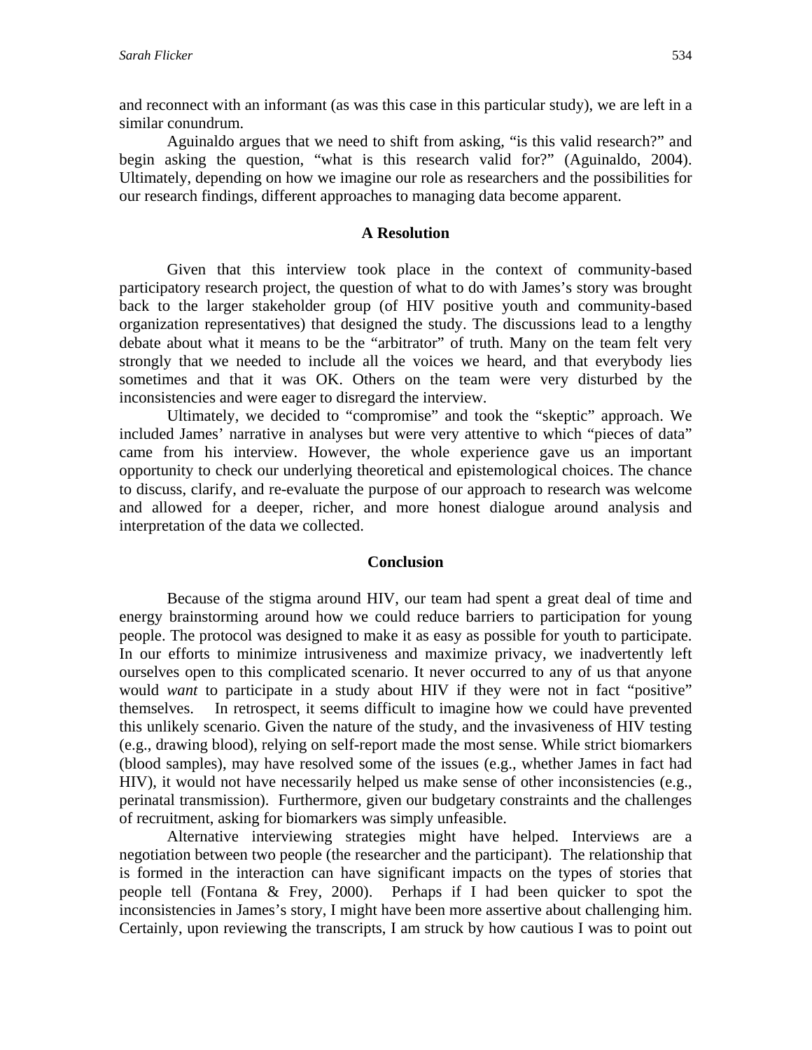and reconnect with an informant (as was this case in this particular study), we are left in a similar conundrum.

Aguinaldo argues that we need to shift from asking, "is this valid research?" and begin asking the question, "what is this research valid for?" (Aguinaldo, 2004). Ultimately, depending on how we imagine our role as researchers and the possibilities for our research findings, different approaches to managing data become apparent.

## A Resolution

Given that this interview took place in the context of community-based participatory research project, the question of what to do with James's story was brought back to the larger stakeholder group (of HIV positive youth and community-based organization representatives) that designed the study. The discussions lead to a lengthy debate about what it means to be the "arbitrator" of truth. Many on the team felt very strongly that we needed to include all the voices we heard, and that everybody lies sometimes and that it was OK. Others on the team were very disturbed by the inconsistencies and were eager to disregard the interview.

Ultimately, we decided to "compromise" and took the "skeptic" approach. We included James' narrative in analyses but were very attentive to which "pieces of data" came from his interview. However, the whole experience gave us an important opportunity to check our underlying theoretical and epistemological choices. The chance to discuss, clarify, and re-evaluate the purpose of our approach to research was welcome and allowed for a deeper, richer, and more honest dialogue around analysis and interpretation of the data we collected.

## Conclusion

Because of the stigma around HIV, our team had spent a great deal of time and energy brainstorming around how we could reduce barriers to participation for young people. The protocol was designed to make it as easy as possible for youth to participate. In our efforts to minimize intrusiveness and maximize privacy, we inadvertently left ourselves open to this complicated scenario. It never occurred to any of us that anyone would *want* to participate in a study about HIV if they were not in fact "positive" themselves. In retrospect, it seems difficult to imagine how we could have prevented this unlikely scenario. Given the nature of the study, and the invasiveness of HIV testing (e.g., drawing blood), relying on self-report made the most sense. While strict biomarkers (blood samples), may have resolved some of the issues (e.g., whether James in fact had HIV), it would not have necessarily helped us make sense of other inconsistencies (e.g., perinatal transmission). Furthermore, given our budgetary constraints and the challenges of recruitment, asking for biomarkers was simply unfeasible.

Alternative interviewing strategies might have helped. Interviews are a negotiation between two people (the researcher and the participant). The relationship that is formed in the interaction can have significant impacts on the types of stories that people tell (Fontana & Frey, 2000). Perhaps if I had been quicker to spot the inconsistencies in James's story, I might have been more assertive about challenging him. Certainly, upon reviewing the transcripts, I am struck by how cautious I was to point out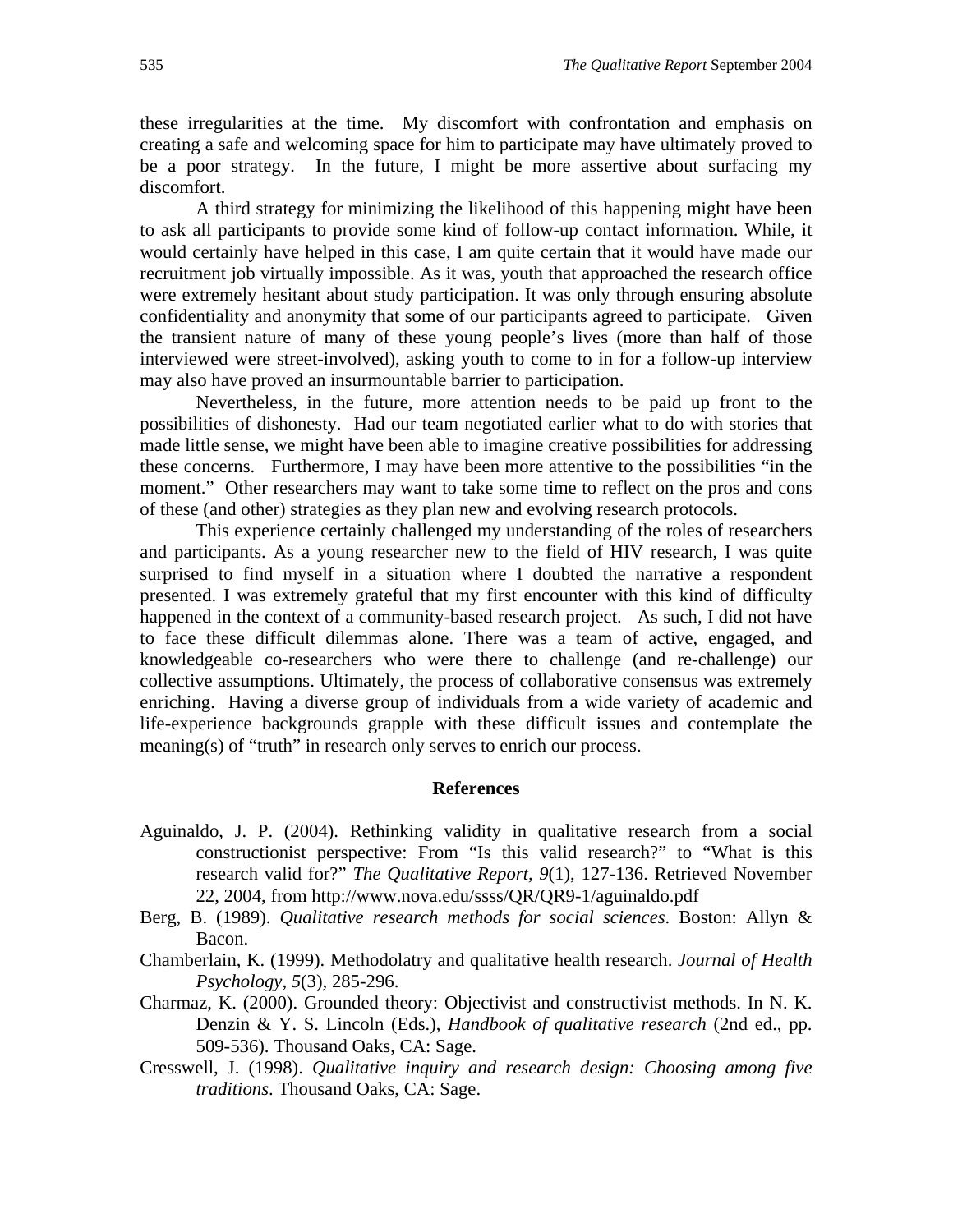these irregularities at the time. My discomfort with confrontation and emphasis on creating a safe and welcoming space for him to participate may have ultimately proved to be a poor strategy. In the future, I might be more assertive about surfacing my discomfort.

A third strategy for minimizing the likelihood of this happening might have been to ask all participants to provide some kind of follow-up contact information. While, it would certainly have helped in this case, I am quite certain that it would have made our recruitment job virtually impossible. As it was, youth that approached the research office were extremely hesitant about study participation. It was only through ensuring absolute confidentiality and anonymity that some of our participants agreed to participate. Given the transient nature of many of these young people's lives (more than half of those interviewed were street-involved), asking youth to come to in for a follow-up interview may also have proved an insurmountable barrier to participation.

Nevertheless, in the future, more attention needs to be paid up front to the possibilities of dishonesty. Had our team negotiated earlier what to do with stories that made little sense, we might have been able to imagine creative possibilities for addressing these concerns. Furthermore, I may have been more attentive to the possibilities "in the moment." Other researchers may want to take some time to reflect on the pros and cons of these (and other) strategies as they plan new and evolving research protocols.

This experience certainly challenged my understanding of the roles of researchers and participants. As a young researcher new to the field of HIV research, I was quite surprised to find myself in a situation where I doubted the narrative a respondent presented. I was extremely grateful that my first encounter with this kind of difficulty happened in the context of a community-based research project. As such, I did not have to face these difficult dilemmas alone. There was a team of active, engaged, and knowledgeable co-researchers who were there to challenge (and re-challenge) our collective assumptions. Ultimately, the process of collaborative consensus was extremely enriching. Having a diverse group of individuals from a wide variety of academic and life-experience backgrounds grapple with these difficult issues and contemplate the meaning(s) of "truth" in research only serves to enrich our process.

## References

Aguinaldo, J. P. (2004). Rethinking validity in qualitative research from a social constructionist perspective: From "Is this valid research?" to "What is this research valid for?" *The Qualitative Report, 9*(1), 127-136. Retrieved November 22, 2004, from http://www.nova.edu/ssss/QR/QR9-1/aguinaldo.pdf

Berg, B. (1989). *Qualitative research methods for social sciences*. Boston: Allyn & Bacon.

Chamberlain, K. (1999). Methodolatry and qualitative health research. *Journal of Health Psychology, 5*(3), 285-296.

Charmaz, K. (2000). Grounded theory: Objectivist and constructivist methods. In N. K. Denzin & Y. S. Lincoln (Eds.), *Handbook of qualitative research* (2nd ed., pp. 509-536). Thousand Oaks, CA: Sage.

Cresswell, J. (1998). *Qualitative inquiry and research design: Choosing among five traditions*. Thousand Oaks, CA: Sage.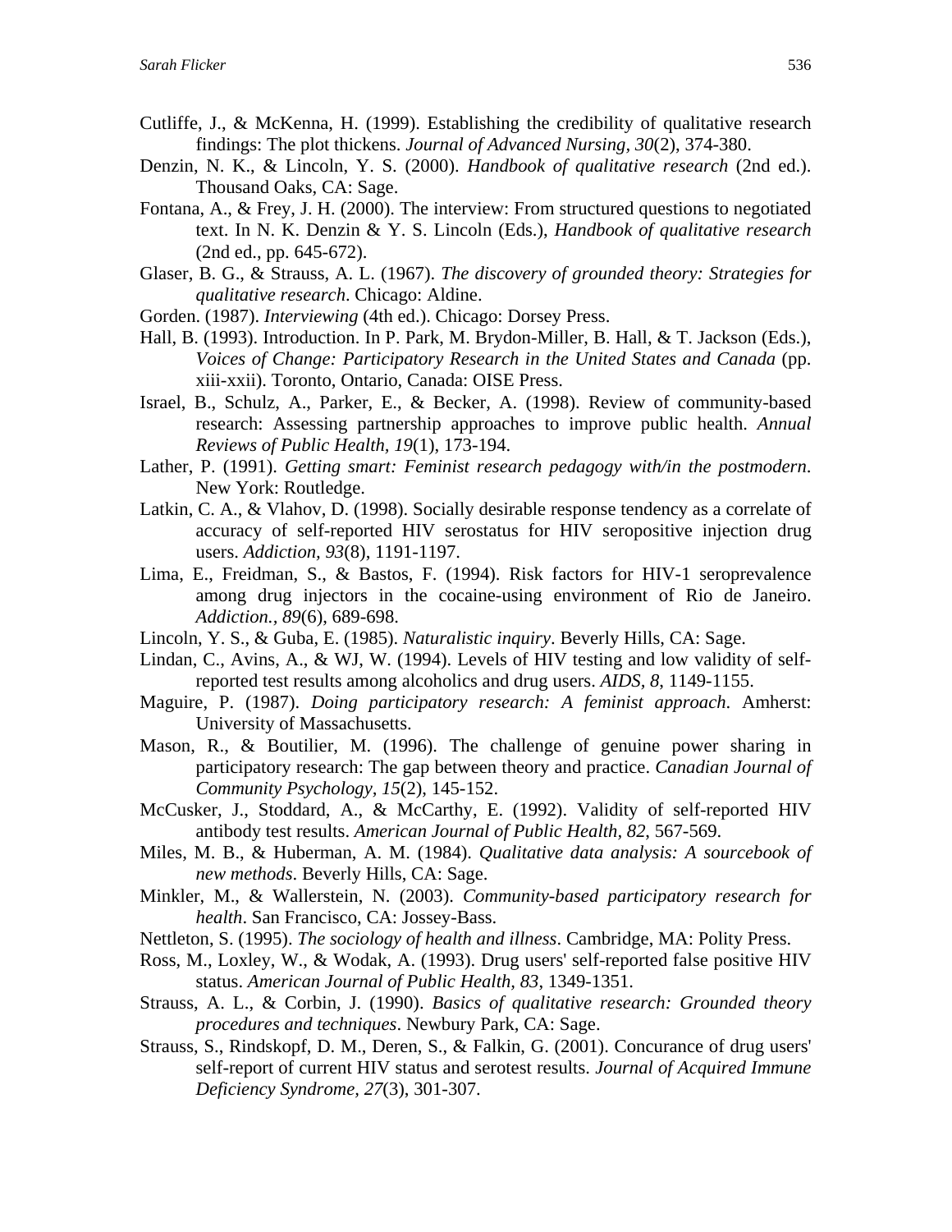Cutliffe, J., & McKenna, H. (1999). Establishing the credibility of qualitative research findings: The plot thickens. *Journal of Advanced Nursing, 30*(2), 374-380.

Denzin, N. K., & Lincoln, Y. S. (2000). *Handbook of qualitative research* (2nd ed.). Thousand Oaks, CA: Sage.

Fontana, A., & Frey, J. H. (2000). The interview: From structured questions to negotiated text. In N. K. Denzin & Y. S. Lincoln (Eds.), *Handbook of qualitative research* (2nd ed., pp. 645-672).

Glaser, B. G., & Strauss, A. L. (1967). *The discovery of grounded theory: Strategies for qualitative research*. Chicago: Aldine.

Gorden. (1987). *Interviewing* (4th ed.). Chicago: Dorsey Press.

Hall, B. (1993). Introduction. In P. Park, M. Brydon-Miller, B. Hall, & T. Jackson (Eds.), *Voices of Change: Participatory Research in the United States and Canada* (pp. xiii-xxii). Toronto, Ontario, Canada: OISE Press.

Israel, B., Schulz, A., Parker, E., & Becker, A. (1998). Review of community-based research: Assessing partnership approaches to improve public health. *Annual Reviews of Public Health, 19*(1), 173-194.

Lather, P. (1991). *Getting smart: Feminist research pedagogy with/in the postmodern*. New York: Routledge.

Latkin, C. A., & Vlahov, D. (1998). Socially desirable response tendency as a correlate of accuracy of self-reported HIV serostatus for HIV seropositive injection drug users. *Addiction, 93*(8), 1191-1197.

Lima, E., Freidman, S., & Bastos, F. (1994). Risk factors for HIV-1 seroprevalence among drug injectors in the cocaine-using environment of Rio de Janeiro. *Addiction., 89*(6), 689-698.

Lincoln, Y. S., & Guba, E. (1985). *Naturalistic inquiry*. Beverly Hills, CA: Sage.

Lindan, C., Avins, A., & WJ, W. (1994). Levels of HIV testing and low validity of self-reported test results among alcoholics and drug users. *AIDS, 8*, 1149-1155.

Maguire, P. (1987). *Doing participatory research: A feminist approach*. Amherst: University of Massachusetts.

Mason, R., & Boutilier, M. (1996). The challenge of genuine power sharing in participatory research: The gap between theory and practice. *Canadian Journal of Community Psychology, 15*(2), 145-152.

McCusker, J., Stoddard, A., & McCarthy, E. (1992). Validity of self-reported HIV antibody test results. *American Journal of Public Health, 82*, 567-569.

Miles, M. B., & Huberman, A. M. (1984). *Qualitative data analysis: A sourcebook of new methods*. Beverly Hills, CA: Sage.

Minkler, M., & Wallerstein, N. (2003). *Community-based participatory research for health*. San Francisco, CA: Jossey-Bass.

Nettleton, S. (1995). *The sociology of health and illness*. Cambridge, MA: Polity Press.

Ross, M., Loxley, W., & Wodak, A. (1993). Drug users' self-reported false positive HIV status. *American Journal of Public Health, 83*, 1349-1351.

Strauss, A. L., & Corbin, J. (1990). *Basics of qualitative research: Grounded theory procedures and techniques*. Newbury Park, CA: Sage.

Strauss, S., Rindskopf, D. M., Deren, S., & Falkin, G. (2001). Concurance of drug users' self-report of current HIV status and serotest results. *Journal of Acquired Immune Deficiency Syndrome, 27*(3), 301-307.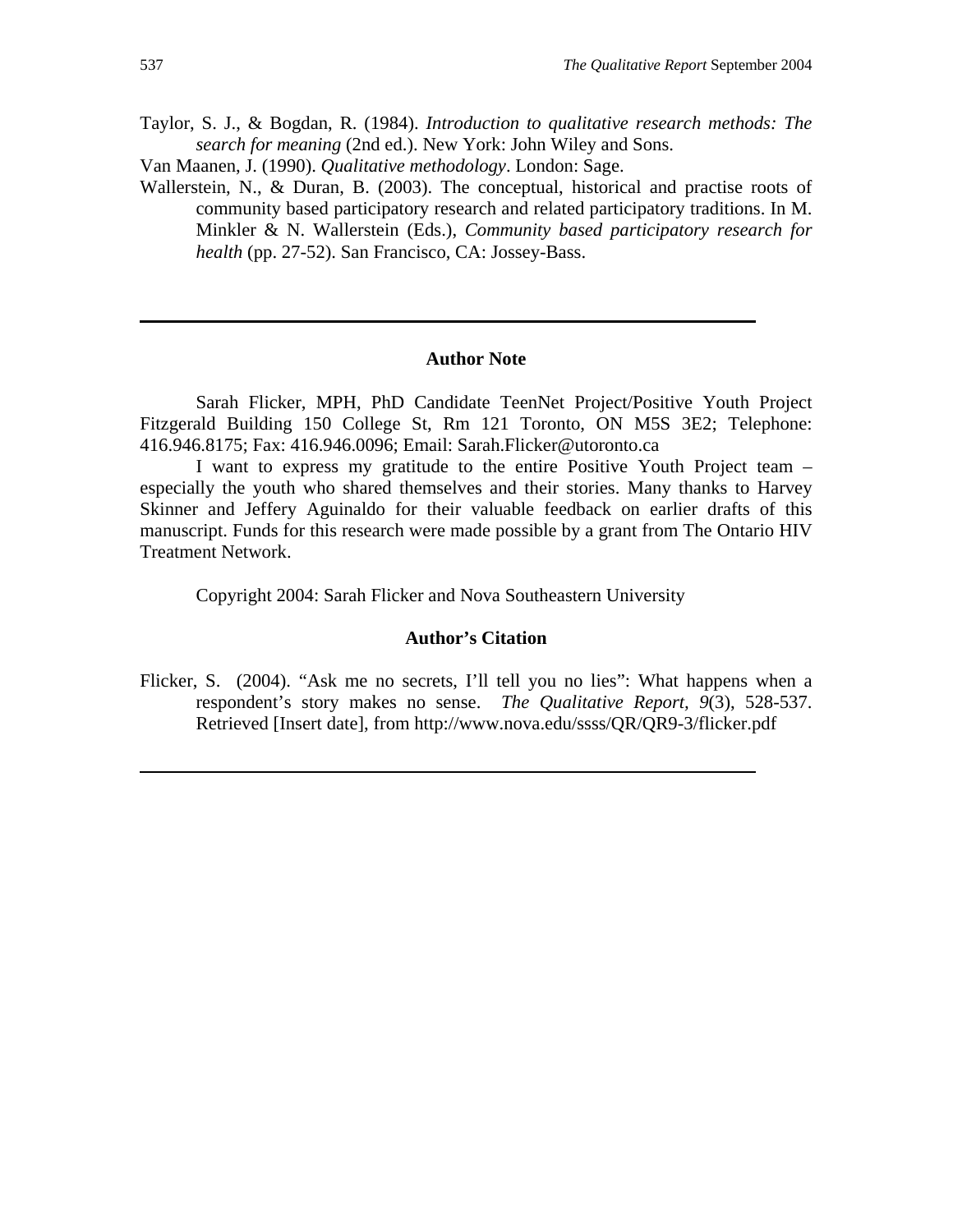Taylor, S. J., & Bogdan, R. (1984). *Introduction to qualitative research methods: The search for meaning* (2nd ed.). New York: John Wiley and Sons.

Van Maanen, J. (1990). *Qualitative methodology*. London: Sage.

Wallerstein, N., & Duran, B. (2003). The conceptual, historical and practise roots of community based participatory research and related participatory traditions. In M. Minkler & N. Wallerstein (Eds.), *Community based participatory research for health* (pp. 27-52). San Francisco, CA: Jossey-Bass.

---

## Author Note

Sarah Flicker, MPH, PhD Candidate TeenNet Project/Positive Youth Project Fitzgerald Building 150 College St, Rm 121 Toronto, ON M5S 3E2; Telephone: 416.946.8175; Fax: 416.946.0096; Email: Sarah.Flicker@utoronto.ca

I want to express my gratitude to the entire Positive Youth Project team – especially the youth who shared themselves and their stories. Many thanks to Harvey Skinner and Jeffery Aguinaldo for their valuable feedback on earlier drafts of this manuscript. Funds for this research were made possible by a grant from The Ontario HIV Treatment Network.

Copyright 2004: Sarah Flicker and Nova Southeastern University

## Author's Citation

Flicker, S. (2004). "Ask me no secrets, I'll tell you no lies": What happens when a respondent's story makes no sense. *The Qualitative Report*, *9*(3), 528-537. Retrieved [Insert date], from http://www.nova.edu/ssss/QR/QR9-3/flicker.pdf

---